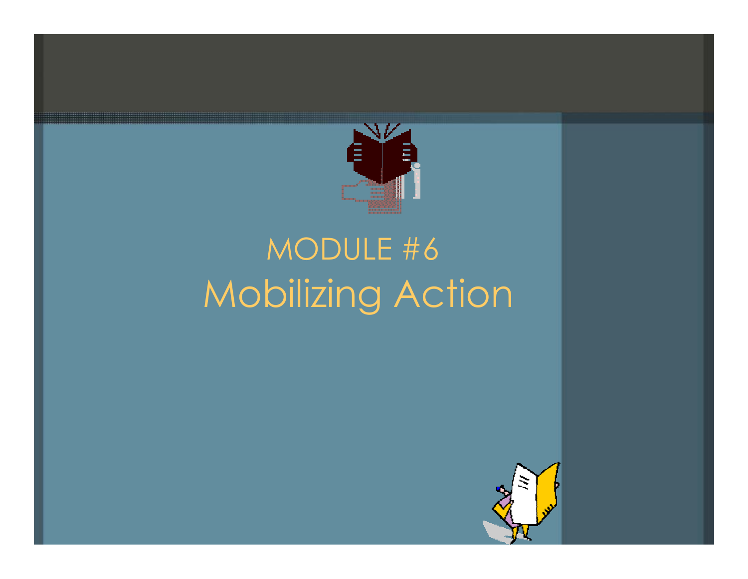# MODULE #6

# Mobilizing Action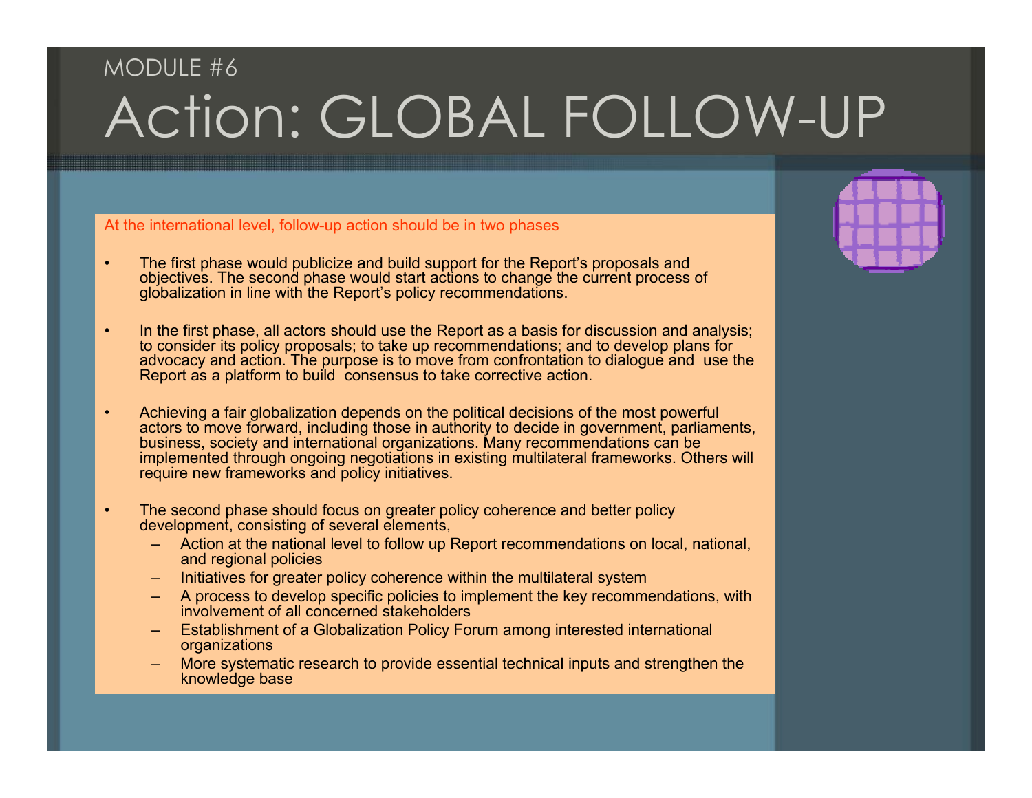MODULE #6

# Action: GLOBAL FOLLOW-UP

At the international level, follow-up action should be in two phases

- The first phase would publicize and build support for the Report's proposals and objectives. The second phase would start actions to change the current process of globalization in line with the Report's policy recommendations.
- In the first phase, all actors should use the Report as a basis for discussion and analysis; to consider its policy proposals; to take up recommendations; and to develop plans for advocacy and action. The purpose is to move from confrontation to dialogue and use the Report as a platform to build consensus to take corrective action.
- Achieving a fair globalization depends on the political decisions of the most powerful actors to move forward, including those in authority to decide in government, parliaments, business, society and international organizations. Many recommendations can be implemented through ongoing negotiations in existing multilateral frameworks. Others will require new frameworks and policy initiatives.
- The second phase should focus on greater policy coherence and better policy development, consisting of several elements,
  - Action at the national level to follow up Report recommendations on local, national, and regional policies
  - Initiatives for greater policy coherence within the multilateral system
  - A process to develop specific policies to implement the key recommendations, with involvement of all concerned stakeholders
  - Establishment of a Globalization Policy Forum among interested international organizations
  - More systematic research to provide essential technical inputs and strengthen the knowledge base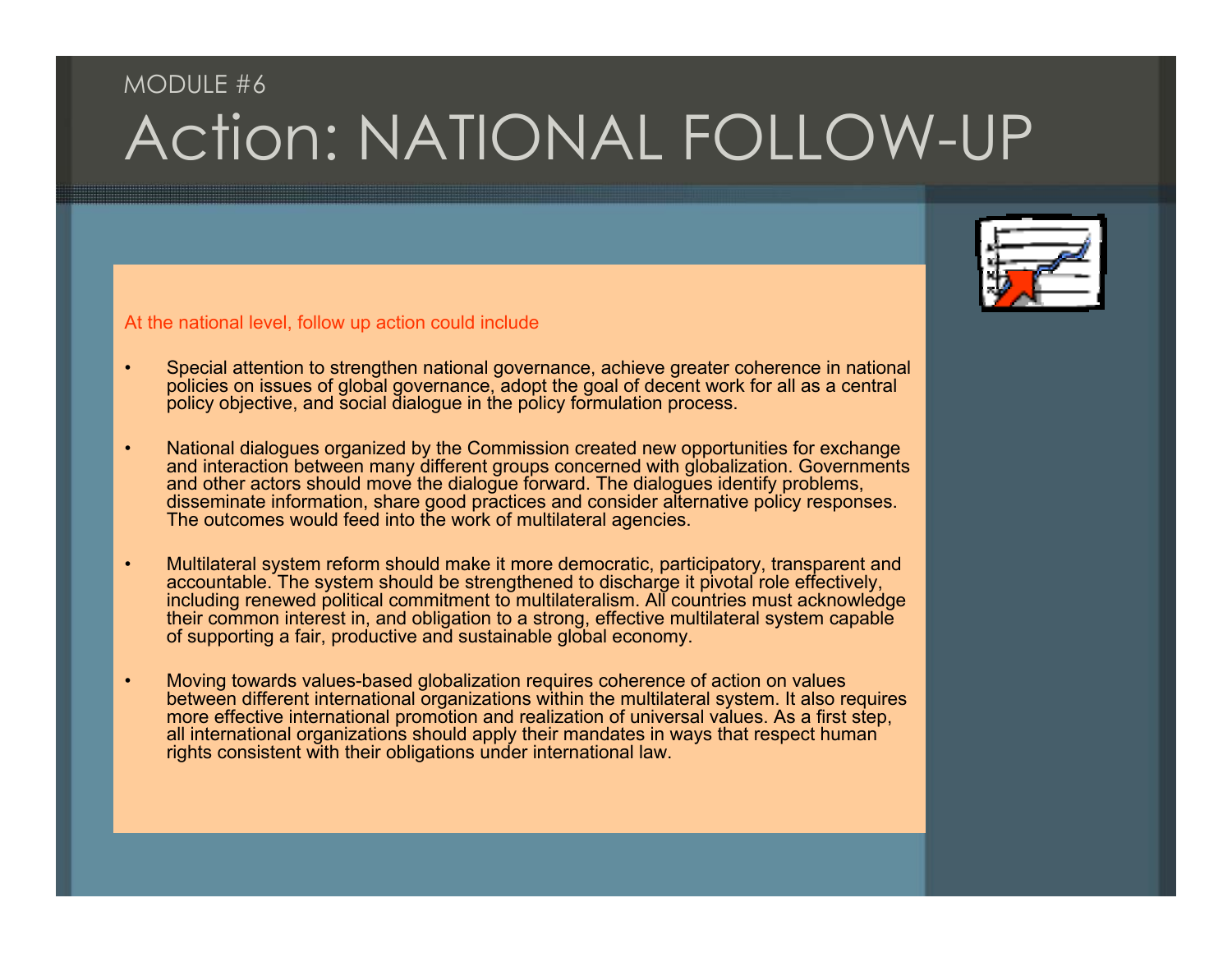MODULE #6

# Action: NATIONAL FOLLOW-UP

At the national level, follow up action could include

- Special attention to strengthen national governance, achieve greater coherence in national policies on issues of global governance, adopt the goal of decent work for all as a central policy objective, and social dialogue in the policy formulation process.

- National dialogues organized by the Commission created new opportunities for exchange and interaction between many different groups concerned with globalization. Governments and other actors should move the dialogue forward. The dialogues identify problems, disseminate information, share good practices and consider alternative policy responses. The outcomes would feed into the work of multilateral agencies.

- Multilateral system reform should make it more democratic, participatory, transparent and accountable. The system should be strengthened to discharge it pivotal role effectively, including renewed political commitment to multilateralism. All countries must acknowledge their common interest in, and obligation to a strong, effective multilateral system capable of supporting a fair, productive and sustainable global economy.

- Moving towards values-based globalization requires coherence of action on values between different international organizations within the multilateral system. It also requires more effective international promotion and realization of universal values. As a first step, all international organizations should apply their mandates in ways that respect human rights consistent with their obligations under international law.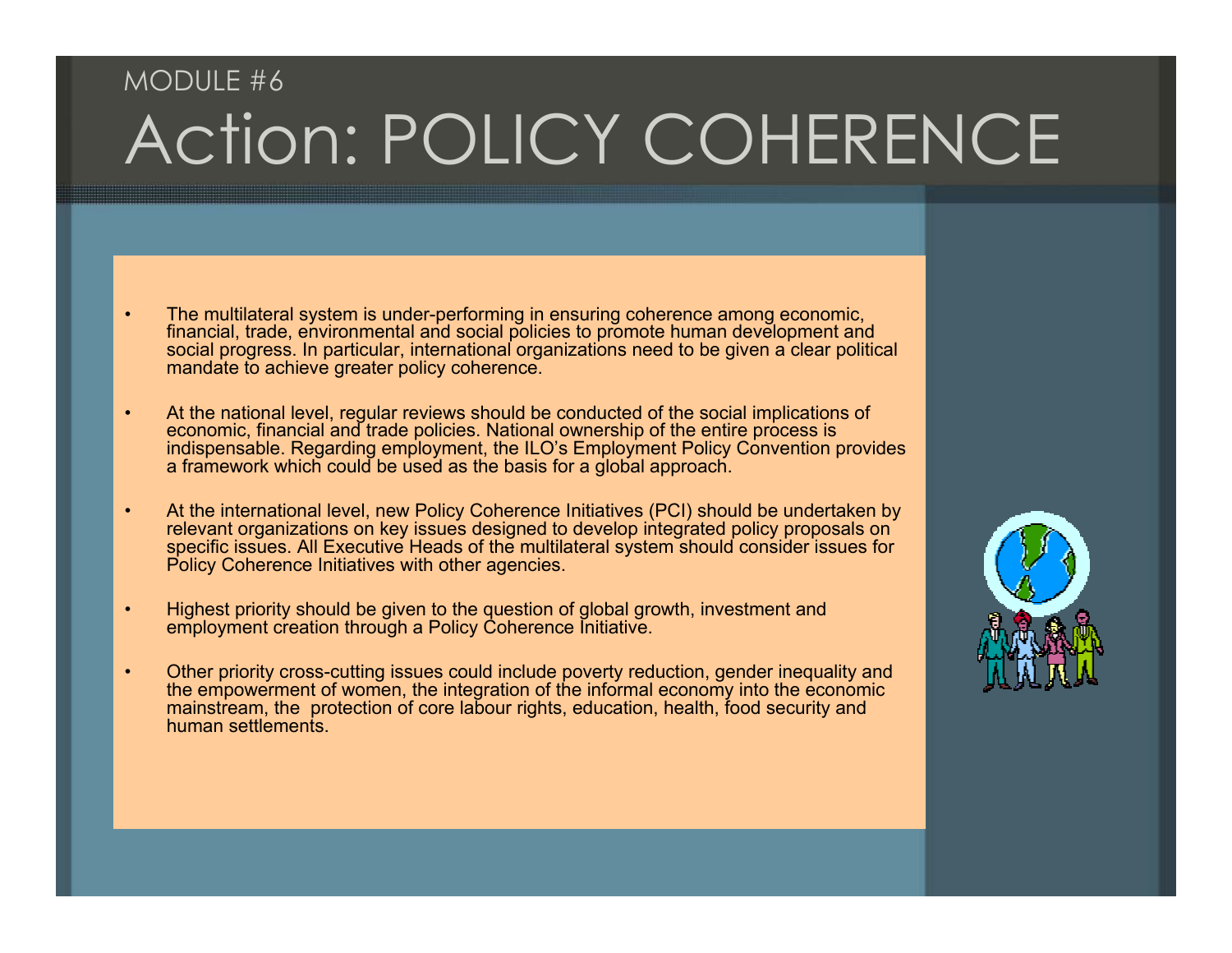MODULE #6

# Action: POLICY COHERENCE

- The multilateral system is under-performing in ensuring coherence among economic, financial, trade, environmental and social policies to promote human development and social progress. In particular, international organizations need to be given a clear political mandate to achieve greater policy coherence.
- At the national level, regular reviews should be conducted of the social implications of economic, financial and trade policies. National ownership of the entire process is indispensable. Regarding employment, the ILO's Employment Policy Convention provides a framework which could be used as the basis for a global approach.
- At the international level, new Policy Coherence Initiatives (PCI) should be undertaken by relevant organizations on key issues designed to develop integrated policy proposals on specific issues. All Executive Heads of the multilateral system should consider issues for Policy Coherence Initiatives with other agencies.
- Highest priority should be given to the question of global growth, investment and employment creation through a Policy Coherence Initiative.
- Other priority cross-cutting issues could include poverty reduction, gender inequality and the empowerment of women, the integration of the informal economy into the economic mainstream, the protection of core labour rights, education, health, food security and human settlements.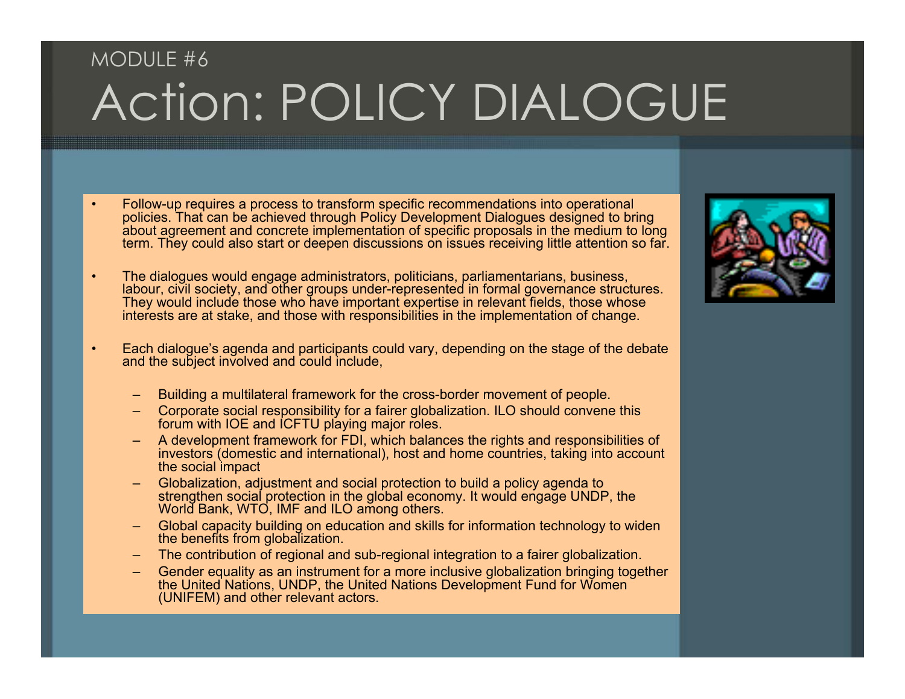MODULE #6

# Action: POLICY DIALOGUE

- Follow-up requires a process to transform specific recommendations into operational policies. That can be achieved through Policy Development Dialogues designed to bring about agreement and concrete implementation of specific proposals in the medium to long term. They could also start or deepen discussions on issues receiving little attention so far.

- The dialogues would engage administrators, politicians, parliamentarians, business, labour, civil society, and other groups under-represented in formal governance structures. They would include those who have important expertise in relevant fields, those whose interests are at stake, and those with responsibilities in the implementation of change.

- Each dialogue's agenda and participants could vary, depending on the stage of the debate and the subject involved and could include,

  - Building a multilateral framework for the cross-border movement of people.
  - Corporate social responsibility for a fairer globalization. ILO should convene this forum with IOE and ICFTU playing major roles.
  - A development framework for FDI, which balances the rights and responsibilities of investors (domestic and international), host and home countries, taking into account the social impact
  - Globalization, adjustment and social protection to build a policy agenda to strengthen social protection in the global economy. It would engage UNDP, the World Bank, WTO, IMF and ILO among others.
  - Global capacity building on education and skills for information technology to widen the benefits from globalization.
  - The contribution of regional and sub-regional integration to a fairer globalization.
  - Gender equality as an instrument for a more inclusive globalization bringing together the United Nations, UNDP, the United Nations Development Fund for Women (UNIFEM) and other relevant actors.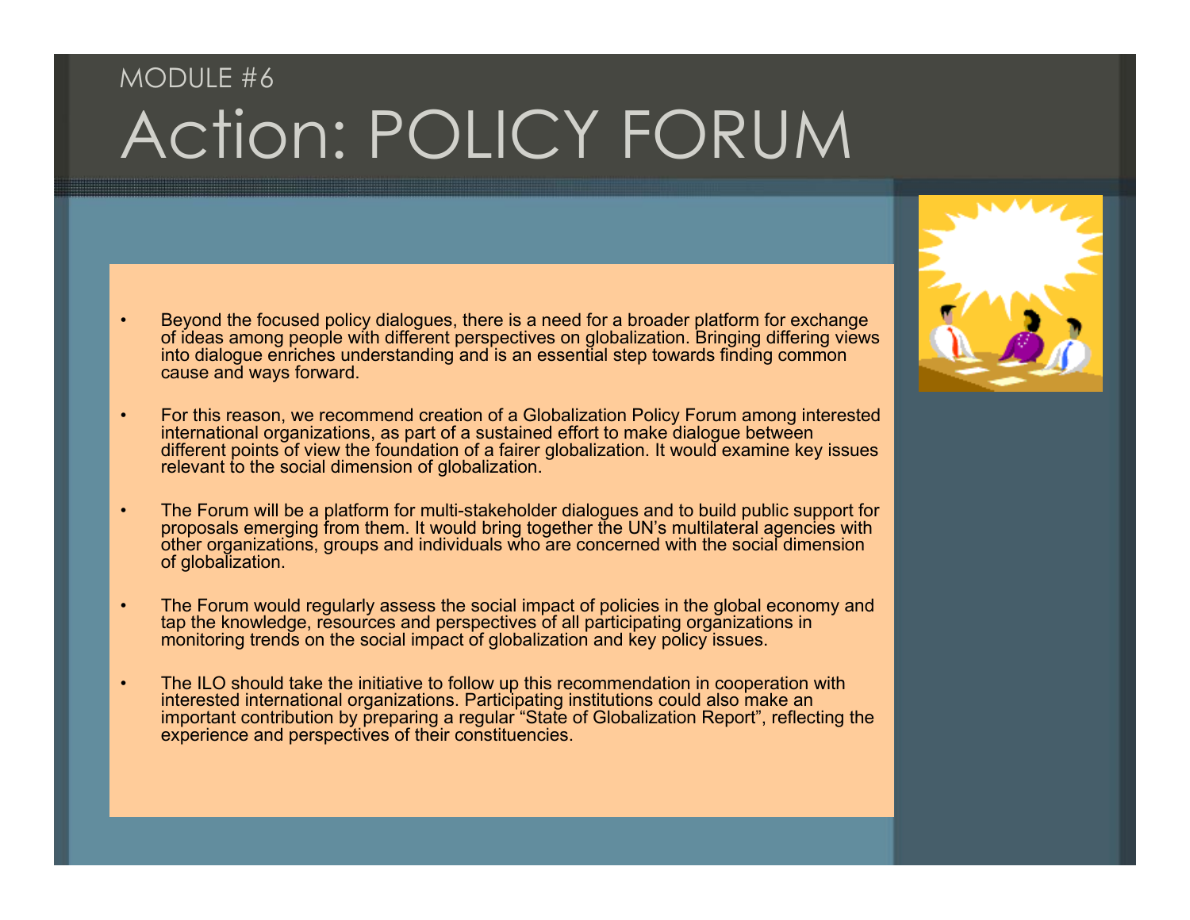MODULE #6

# Action: POLICY FORUM

- Beyond the focused policy dialogues, there is a need for a broader platform for exchange of ideas among people with different perspectives on globalization. Bringing differing views into dialogue enriches understanding and is an essential step towards finding common cause and ways forward.

- For this reason, we recommend creation of a Globalization Policy Forum among interested international organizations, as part of a sustained effort to make dialogue between different points of view the foundation of a fairer globalization. It would examine key issues relevant to the social dimension of globalization.

- The Forum will be a platform for multi-stakeholder dialogues and to build public support for proposals emerging from them. It would bring together the UN's multilateral agencies with other organizations, groups and individuals who are concerned with the social dimension of globalization.

- The Forum would regularly assess the social impact of policies in the global economy and tap the knowledge, resources and perspectives of all participating organizations in monitoring trends on the social impact of globalization and key policy issues.

- The ILO should take the initiative to follow up this recommendation in cooperation with interested international organizations. Participating institutions could also make an important contribution by preparing a regular "State of Globalization Report", reflecting the experience and perspectives of their constituencies.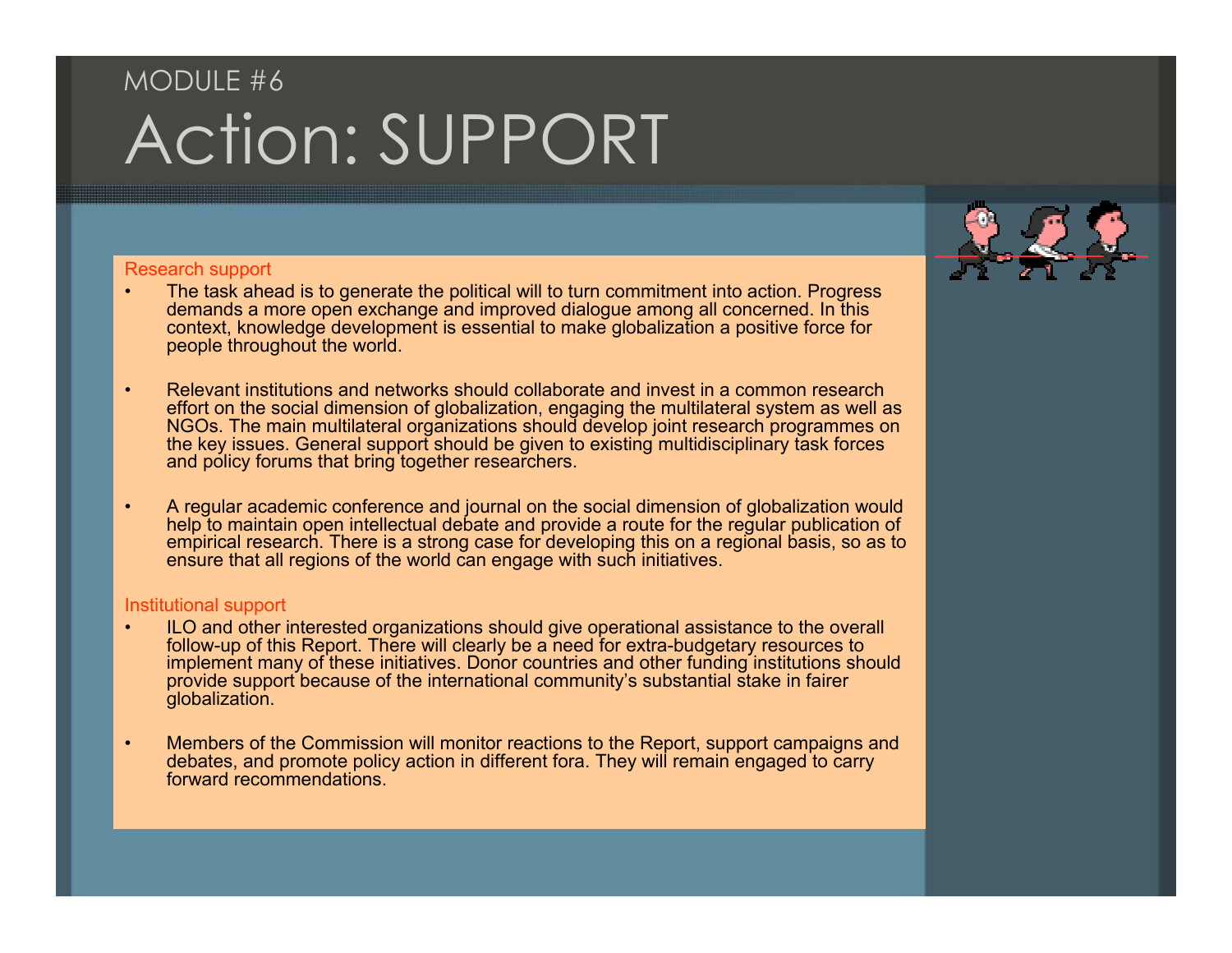MODULE #6

# Action: SUPPORT

## Research support

- The task ahead is to generate the political will to turn commitment into action. Progress demands a more open exchange and improved dialogue among all concerned. In this context, knowledge development is essential to make globalization a positive force for people throughout the world.

- Relevant institutions and networks should collaborate and invest in a common research effort on the social dimension of globalization, engaging the multilateral system as well as NGOs. The main multilateral organizations should develop joint research programmes on the key issues. General support should be given to existing multidisciplinary task forces and policy forums that bring together researchers.

- A regular academic conference and journal on the social dimension of globalization would help to maintain open intellectual debate and provide a route for the regular publication of empirical research. There is a strong case for developing this on a regional basis, so as to ensure that all regions of the world can engage with such initiatives.

## Institutional support

- ILO and other interested organizations should give operational assistance to the overall follow-up of this Report. There will clearly be a need for extra-budgetary resources to implement many of these initiatives. Donor countries and other funding institutions should provide support because of the international community's substantial stake in fairer globalization.

- Members of the Commission will monitor reactions to the Report, support campaigns and debates, and promote policy action in different fora. They will remain engaged to carry forward recommendations.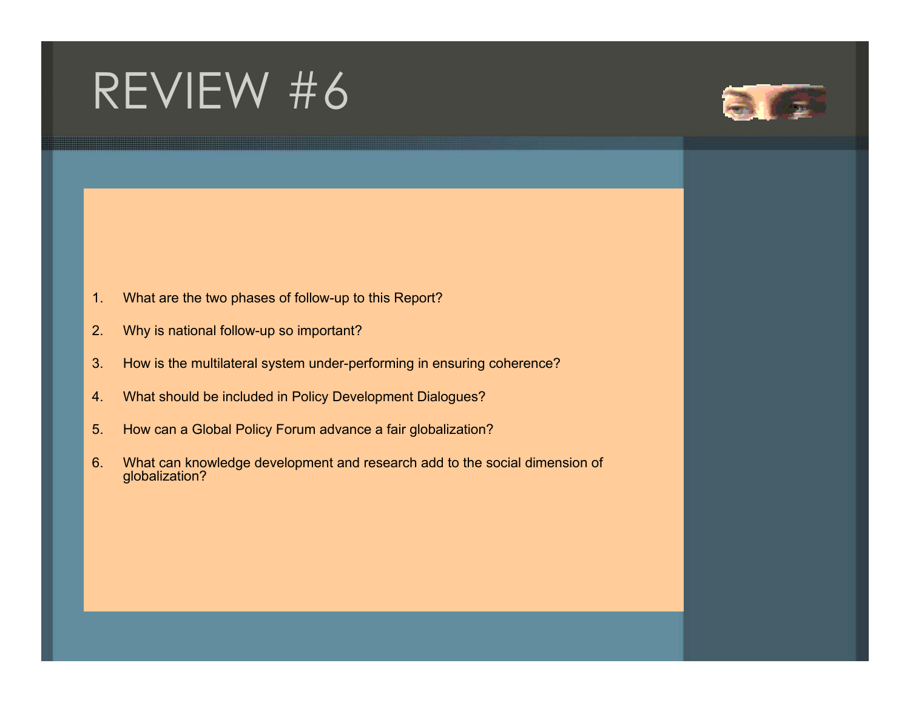# REVIEW #6

1. What are the two phases of follow-up to this Report?
2. Why is national follow-up so important?
3. How is the multilateral system under-performing in ensuring coherence?
4. What should be included in Policy Development Dialogues?
5. How can a Global Policy Forum advance a fair globalization?
6. What can knowledge development and research add to the social dimension of globalization?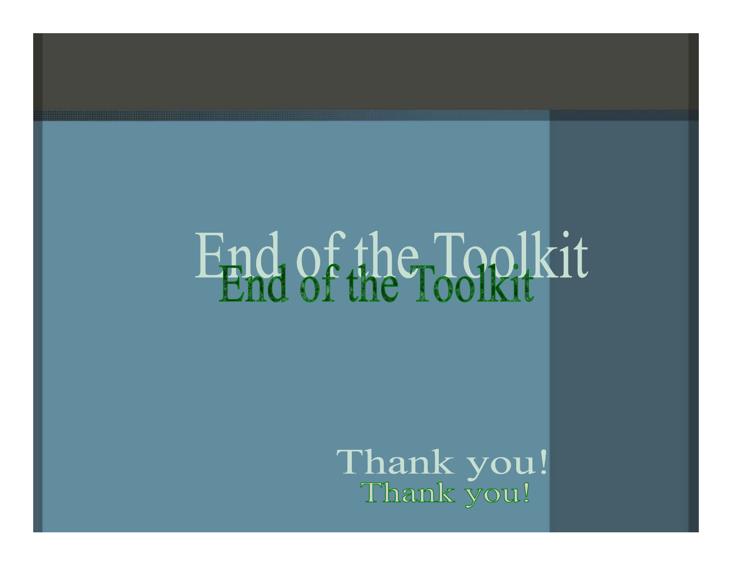# End of the Toolkit

Thank you!